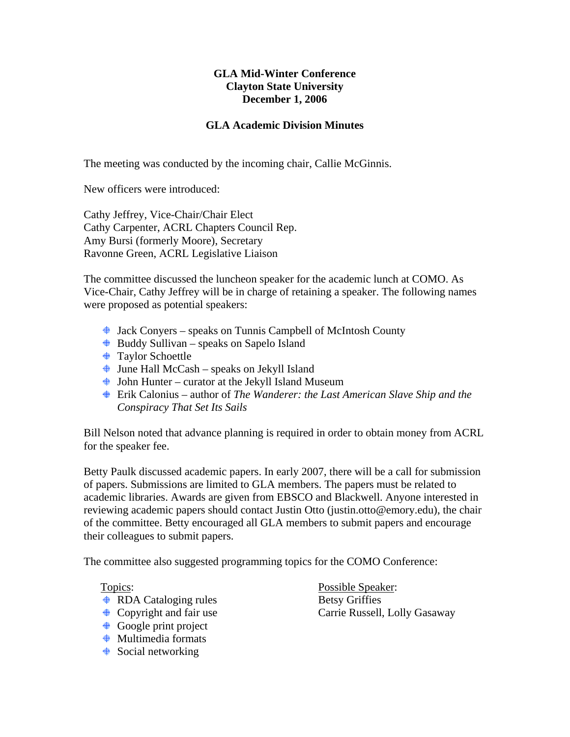**GLA Mid-Winter Conference**
**Clayton State University**
**December 1, 2006**

**GLA Academic Division Minutes**

The meeting was conducted by the incoming chair, Callie McGinnis.

New officers were introduced:

Cathy Jeffrey, Vice-Chair/Chair Elect
Cathy Carpenter, ACRL Chapters Council Rep.
Amy Bursi (formerly Moore), Secretary
Ravonne Green, ACRL Legislative Liaison

The committee discussed the luncheon speaker for the academic lunch at COMO. As Vice-Chair, Cathy Jeffrey will be in charge of retaining a speaker. The following names were proposed as potential speakers:

- Jack Conyers – speaks on Tunnis Campbell of McIntosh County
- Buddy Sullivan – speaks on Sapelo Island
- Taylor Schoettle
- June Hall McCash – speaks on Jekyll Island
- John Hunter – curator at the Jekyll Island Museum
- Erik Calonius – author of *The Wanderer: the Last American Slave Ship and the Conspiracy That Set Its Sails*

Bill Nelson noted that advance planning is required in order to obtain money from ACRL for the speaker fee.

Betty Paulk discussed academic papers. In early 2007, there will be a call for submission of papers. Submissions are limited to GLA members. The papers must be related to academic libraries. Awards are given from EBSCO and Blackwell. Anyone interested in reviewing academic papers should contact Justin Otto (justin.otto@emory.edu), the chair of the committee. Betty encouraged all GLA members to submit papers and encourage their colleagues to submit papers.

The committee also suggested programming topics for the COMO Conference:

| Topics: | Possible Speaker: |
|---|---|
| RDA Cataloging rules | Betsy Griffies |
| Copyright and fair use | Carrie Russell, Lolly Gasaway |
| Google print project | |
| Multimedia formats | |
| Social networking | |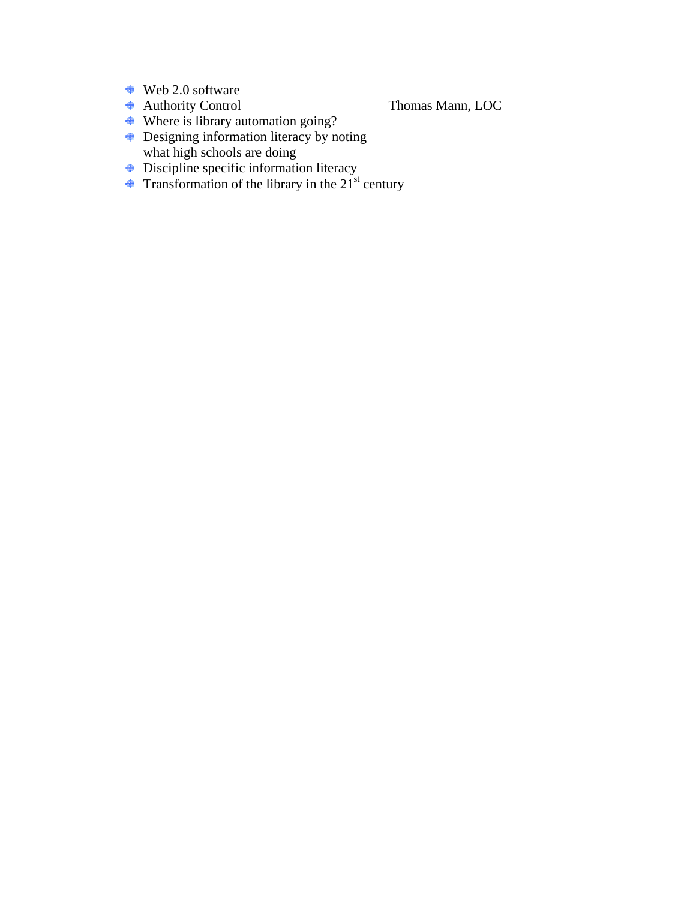- Web 2.0 software
- Authority Control — Thomas Mann, LOC
- Where is library automation going?
- Designing information literacy by noting what high schools are doing
- Discipline specific information literacy
- Transformation of the library in the 21st century